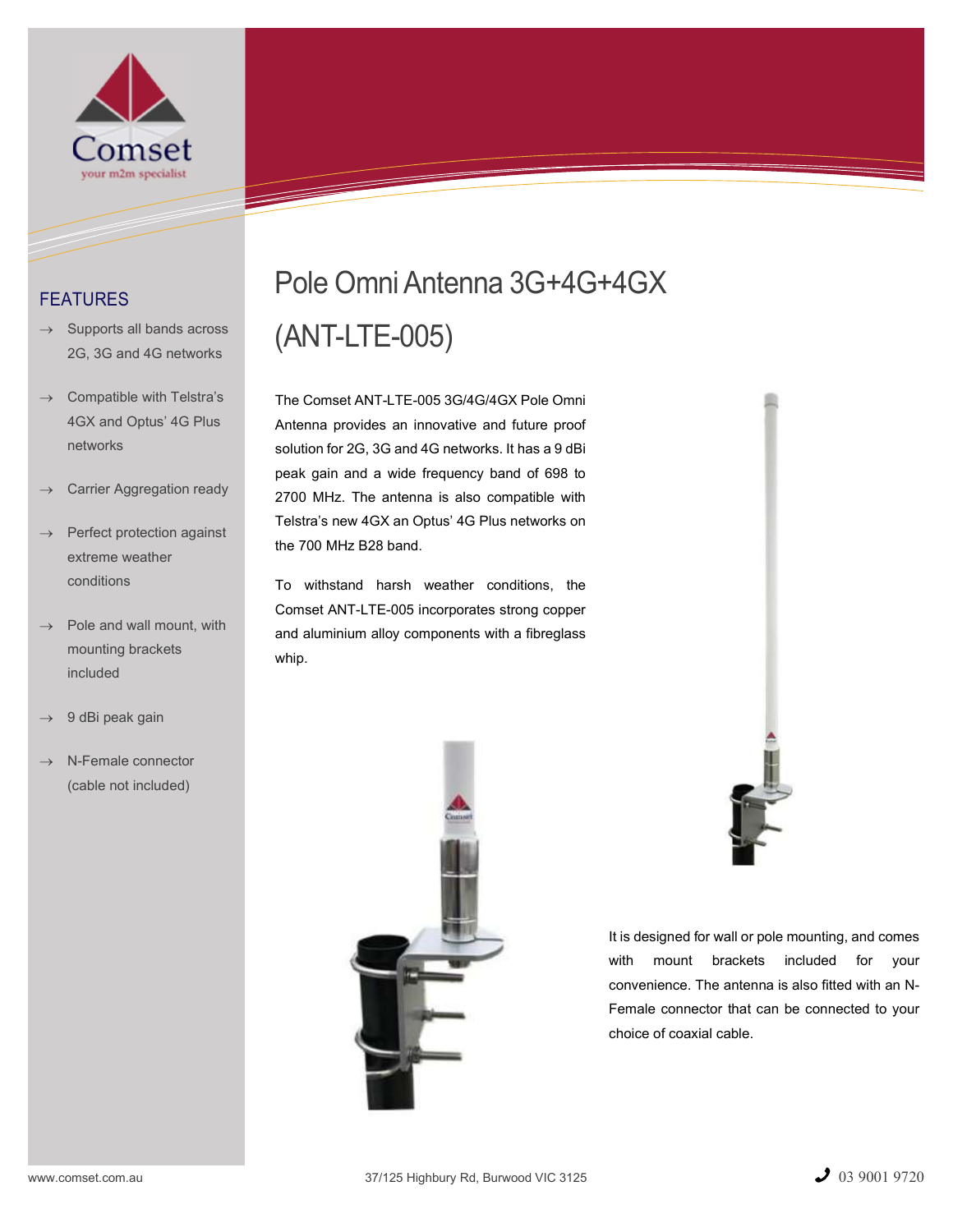Comset

your m2m specialist

## FEATURES

- Supports all bands across 2G, 3G and 4G networks
- Compatible with Telstra's 4GX and Optus' 4G Plus networks
- Carrier Aggregation ready
- Perfect protection against extreme weather conditions
- Pole and wall mount, with mounting brackets included
- 9 dBi peak gain
- N-Female connector (cable not included)

# Pole Omni Antenna 3G+4G+4GX (ANT-LTE-005)

The Comset ANT-LTE-005 3G/4G/4GX Pole Omni Antenna provides an innovative and future proof solution for 2G, 3G and 4G networks. It has a 9 dBi peak gain and a wide frequency band of 698 to 2700 MHz. The antenna is also compatible with Telstra's new 4GX an Optus' 4G Plus networks on the 700 MHz B28 band.

To withstand harsh weather conditions, the Comset ANT-LTE-005 incorporates strong copper and aluminium alloy components with a fibreglass whip.

It is designed for wall or pole mounting, and comes with mount brackets included for your convenience. The antenna is also fitted with an N-Female connector that can be connected to your choice of coaxial cable.

www.comset.com.au 37/125 Highbury Rd, Burwood VIC 3125 03 9001 9720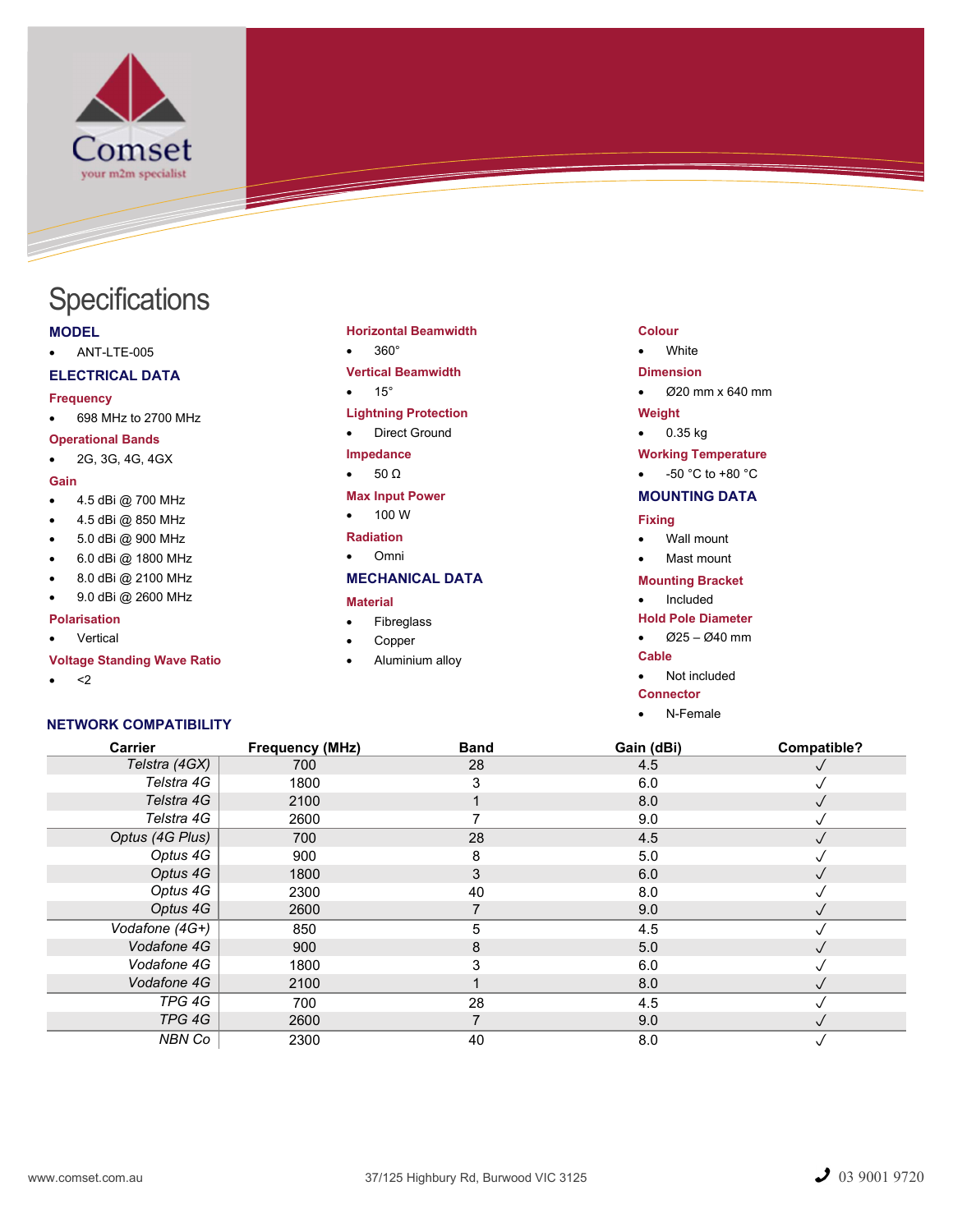# Specifications

## MODEL

- ANT-LTE-005

## ELECTRICAL DATA

### Frequency

- 698 MHz to 2700 MHz

### Operational Bands

- 2G, 3G, 4G, 4GX

### Gain

- 4.5 dBi @ 700 MHz
- 4.5 dBi @ 850 MHz
- 5.0 dBi @ 900 MHz
- 6.0 dBi @ 1800 MHz
- 8.0 dBi @ 2100 MHz
- 9.0 dBi @ 2600 MHz

### Polarisation

- Vertical

### Voltage Standing Wave Ratio

- <2

### Horizontal Beamwidth

- 360°

### Vertical Beamwidth

- 15°

### Lightning Protection

- Direct Ground

### Impedance

- 50 Ω

### Max Input Power

- 100 W

### Radiation

- Omni

## MECHANICAL DATA

### Material

- Fibreglass
- Copper
- Aluminium alloy

### Colour

- White

### Dimension

- Ø20 mm x 640 mm

### Weight

- 0.35 kg

### Working Temperature

- -50 °C to +80 °C

## MOUNTING DATA

### Fixing

- Wall mount
- Mast mount

### Mounting Bracket

- Included

### Hold Pole Diameter

- Ø25 – Ø40 mm

### Cable

- Not included

### Connector

- N-Female

## NETWORK COMPATIBILITY

| Carrier | Frequency (MHz) | Band | Gain (dBi) | Compatible? |
|---|---|---|---|---|
| *Telstra (4GX)* | 700 | 28 | 4.5 | ✓ |
| *Telstra 4G* | 1800 | 3 | 6.0 | ✓ |
| *Telstra 4G* | 2100 | 1 | 8.0 | ✓ |
| *Telstra 4G* | 2600 | 7 | 9.0 | ✓ |
| *Optus (4G Plus)* | 700 | 28 | 4.5 | ✓ |
| *Optus 4G* | 900 | 8 | 5.0 | ✓ |
| *Optus 4G* | 1800 | 3 | 6.0 | ✓ |
| *Optus 4G* | 2300 | 40 | 8.0 | ✓ |
| *Optus 4G* | 2600 | 7 | 9.0 | ✓ |
| *Vodafone (4G+)* | 850 | 5 | 4.5 | ✓ |
| *Vodafone 4G* | 900 | 8 | 5.0 | ✓ |
| *Vodafone 4G* | 1800 | 3 | 6.0 | ✓ |
| *Vodafone 4G* | 2100 | 1 | 8.0 | ✓ |
| *TPG 4G* | 700 | 28 | 4.5 | ✓ |
| *TPG 4G* | 2600 | 7 | 9.0 | ✓ |
| *NBN Co* | 2300 | 40 | 8.0 | ✓ |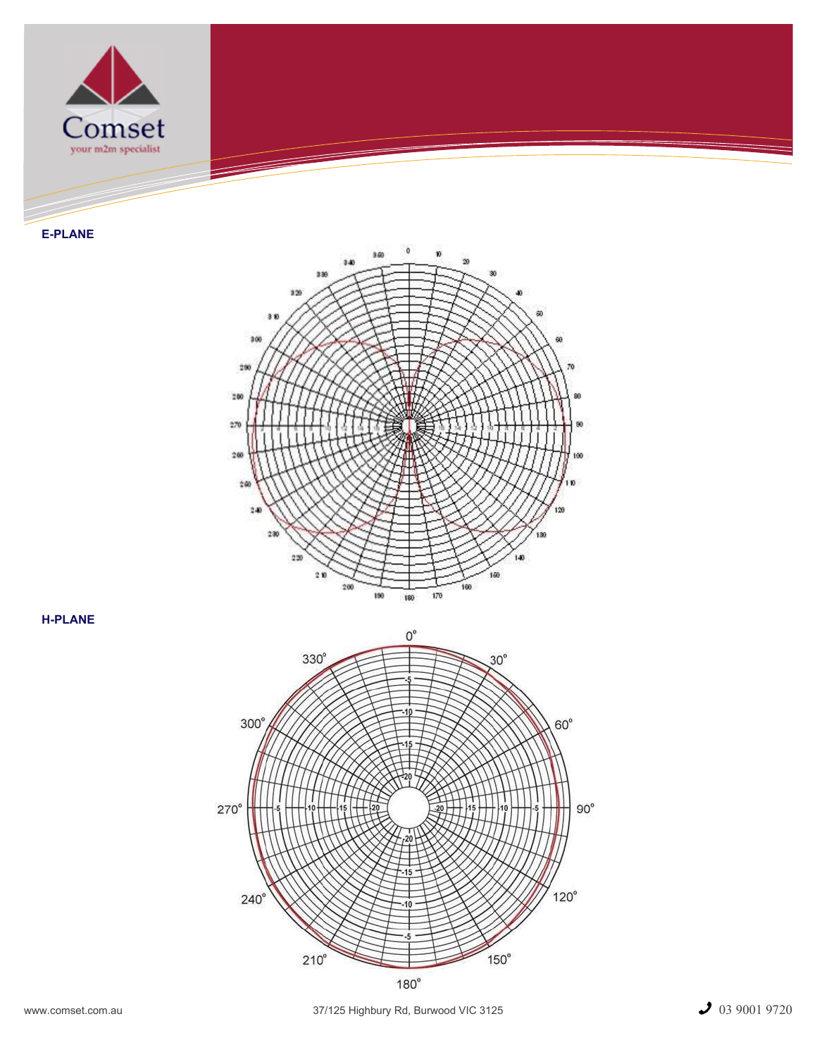**E-PLANE**

0
10
20
30
40
50
60
70
80
90
100
110
120
130
140
150
160
170
180
190
200
210
220
230
240
250
260
270
280
290
300
310
320
330
340
350

**H-PLANE**

0°
30°
60°
90°
120°
150°
180°
210°
240°
270°
300°
330°
-5
-10
-15
-20